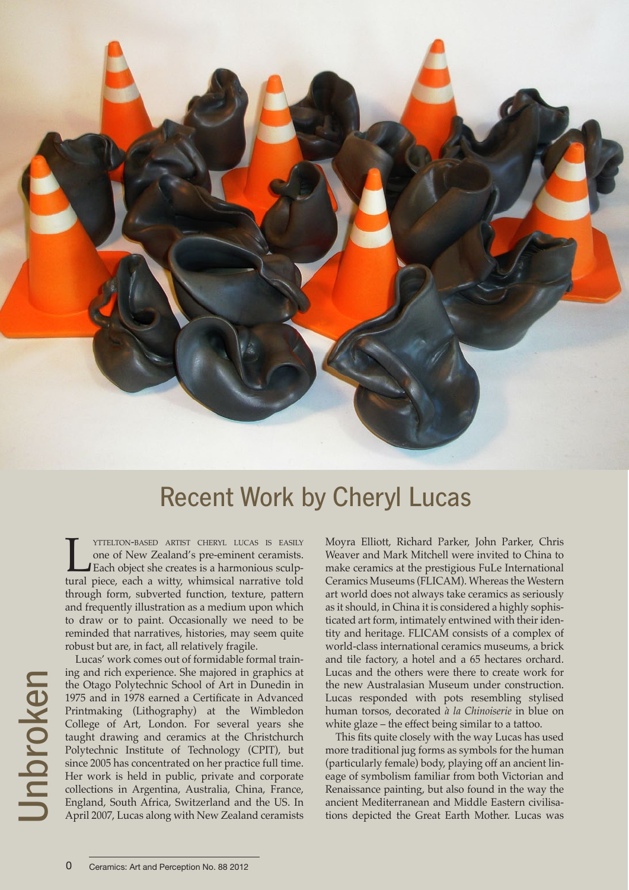# Recent Work by Cheryl Lucas

## Unbroken

Lyttelton-based artist Cheryl Lucas is easily one of New Zealand's pre-eminent ceramists. Each object she creates is a harmonious sculptural piece, each a witty, whimsical narrative told through form, subverted function, texture, pattern and frequently illustration as a medium upon which to draw or to paint. Occasionally we need to be reminded that narratives, histories, may seem quite robust but are, in fact, all relatively fragile.

Lucas' work comes out of formidable formal training and rich experience. She majored in graphics at the Otago Polytechnic School of Art in Dunedin in 1975 and in 1978 earned a Certificate in Advanced Printmaking (Lithography) at the Wimbledon College of Art, London. For several years she taught drawing and ceramics at the Christchurch Polytechnic Institute of Technology (CPIT), but since 2005 has concentrated on her practice full time. Her work is held in public, private and corporate collections in Argentina, Australia, China, France, England, South Africa, Switzerland and the US. In April 2007, Lucas along with New Zealand ceramists Moyra Elliott, Richard Parker, John Parker, Chris Weaver and Mark Mitchell were invited to China to make ceramics at the prestigious FuLe International Ceramics Museums (FLICAM). Whereas the Western art world does not always take ceramics as seriously as it should, in China it is considered a highly sophisticated art form, intimately entwined with their identity and heritage. FLICAM consists of a complex of world-class international ceramics museums, a brick and tile factory, a hotel and a 65 hectares orchard. Lucas and the others were there to create work for the new Australasian Museum under construction. Lucas responded with pots resembling stylised human torsos, decorated *à la Chinoiserie* in blue on white glaze – the effect being similar to a tattoo.

This fits quite closely with the way Lucas has used more traditional jug forms as symbols for the human (particularly female) body, playing off an ancient lineage of symbolism familiar from both Victorian and Renaissance painting, but also found in the way the ancient Mediterranean and Middle Eastern civilisations depicted the Great Earth Mother. Lucas was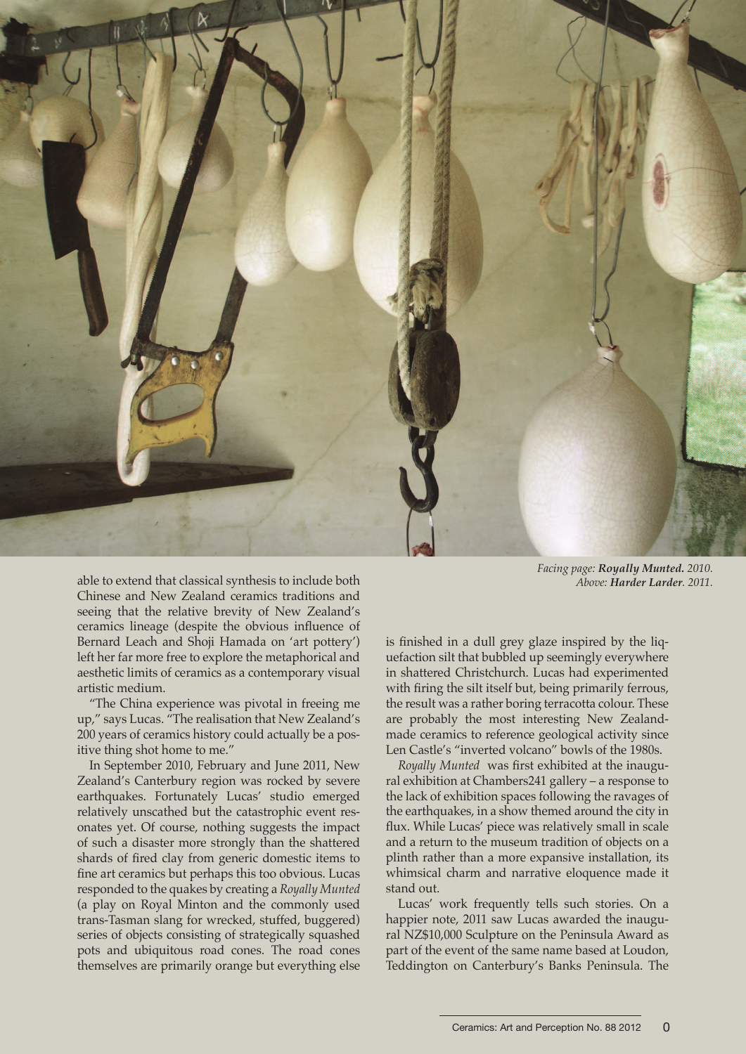able to extend that classical synthesis to include both Chinese and New Zealand ceramics traditions and seeing that the relative brevity of New Zealand's ceramics lineage (despite the obvious influence of Bernard Leach and Shoji Hamada on 'art pottery') left her far more free to explore the metaphorical and aesthetic limits of ceramics as a contemporary visual artistic medium.

"The China experience was pivotal in freeing me up," says Lucas. "The realisation that New Zealand's 200 years of ceramics history could actually be a positive thing shot home to me."

In September 2010, February and June 2011, New Zealand's Canterbury region was rocked by severe earthquakes. Fortunately Lucas' studio emerged relatively unscathed but the catastrophic event resonates yet. Of course, nothing suggests the impact of such a disaster more strongly than the shattered shards of fired clay from generic domestic items to fine art ceramics but perhaps this too obvious. Lucas responded to the quakes by creating a *Royally Munted* (a play on Royal Minton and the commonly used trans-Tasman slang for wrecked, stuffed, buggered) series of objects consisting of strategically squashed pots and ubiquitous road cones. The road cones themselves are primarily orange but everything else is finished in a dull grey glaze inspired by the liquefaction silt that bubbled up seemingly everywhere in shattered Christchurch. Lucas had experimented with firing the silt itself but, being primarily ferrous, the result was a rather boring terracotta colour. These are probably the most interesting New Zealand-made ceramics to reference geological activity since Len Castle's "inverted volcano" bowls of the 1980s.

*Royally Munted* was first exhibited at the inaugural exhibition at Chambers241 gallery – a response to the lack of exhibition spaces following the ravages of the earthquakes, in a show themed around the city in flux. While Lucas' piece was relatively small in scale and a return to the museum tradition of objects on a plinth rather than a more expansive installation, its whimsical charm and narrative eloquence made it stand out.

Lucas' work frequently tells such stories. On a happier note, 2011 saw Lucas awarded the inaugural NZ$10,000 Sculpture on the Peninsula Award as part of the event of the same name based at Loudon, Teddington on Canterbury's Banks Peninsula. The

*Facing page: **Royally Munted.** 2010.*
*Above: **Harder Larder**. 2011.*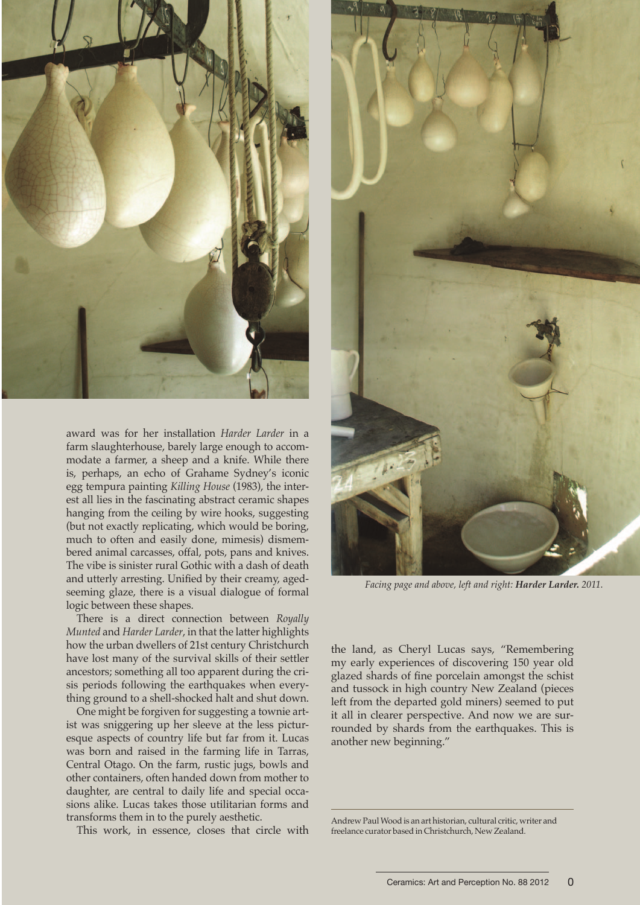award was for her installation *Harder Larder* in a farm slaughterhouse, barely large enough to accommodate a farmer, a sheep and a knife. While there is, perhaps, an echo of Grahame Sydney's iconic egg tempura painting *Killing House* (1983), the interest all lies in the fascinating abstract ceramic shapes hanging from the ceiling by wire hooks, suggesting (but not exactly replicating, which would be boring, much to often and easily done, mimesis) dismembered animal carcasses, offal, pots, pans and knives. The vibe is sinister rural Gothic with a dash of death and utterly arresting. Unified by their creamy, aged-seeming glaze, there is a visual dialogue of formal logic between these shapes.

There is a direct connection between *Royally Munted* and *Harder Larder*, in that the latter highlights how the urban dwellers of 21st century Christchurch have lost many of the survival skills of their settler ancestors; something all too apparent during the crisis periods following the earthquakes when everything ground to a shell-shocked halt and shut down.

One might be forgiven for suggesting a townie artist was sniggering up her sleeve at the less picturesque aspects of country life but far from it. Lucas was born and raised in the farming life in Tarras, Central Otago. On the farm, rustic jugs, bowls and other containers, often handed down from mother to daughter, are central to daily life and special occasions alike. Lucas takes those utilitarian forms and transforms them in to the purely aesthetic.

This work, in essence, closes that circle with the land, as Cheryl Lucas says, "Remembering my early experiences of discovering 150 year old glazed shards of fine porcelain amongst the schist and tussock in high country New Zealand (pieces left from the departed gold miners) seemed to put it all in clearer perspective. And now we are surrounded by shards from the earthquakes. This is another new beginning."

*Facing page and above, left and right:* ***Harder Larder.*** *2011.*

Andrew Paul Wood is an art historian, cultural critic, writer and freelance curator based in Christchurch, New Zealand.